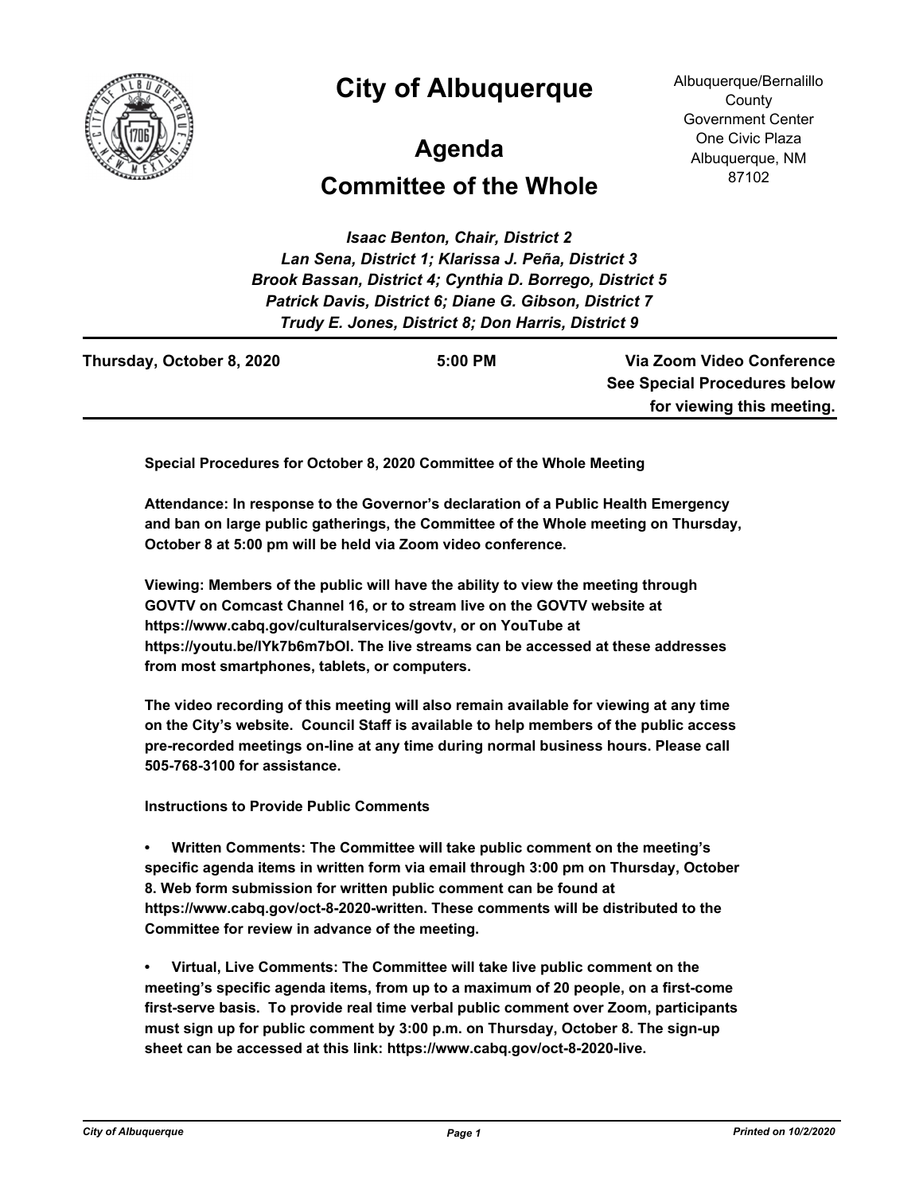# City of Albuquerque

## Agenda

## Committee of the Whole

Albuquerque/Bernalillo County Government Center
One Civic Plaza
Albuquerque, NM 87102

*Isaac Benton, Chair, District 2*
*Lan Sena, District 1; Klarissa J. Peña, District 3*
*Brook Bassan, District 4; Cynthia D. Borrego, District 5*
*Patrick Davis, District 6; Diane G. Gibson, District 7*
*Trudy E. Jones, District 8; Don Harris, District 9*

**Thursday, October 8, 2020** | **5:00 PM** | **Via Zoom Video Conference See Special Procedures below for viewing this meeting.**

**Special Procedures for October 8, 2020 Committee of the Whole Meeting**

**Attendance: In response to the Governor's declaration of a Public Health Emergency and ban on large public gatherings, the Committee of the Whole meeting on Thursday, October 8 at 5:00 pm will be held via Zoom video conference.**

**Viewing: Members of the public will have the ability to view the meeting through GOVTV on Comcast Channel 16, or to stream live on the GOVTV website at https://www.cabq.gov/culturalservices/govtv, or on YouTube at https://youtu.be/lYk7b6m7bOI. The live streams can be accessed at these addresses from most smartphones, tablets, or computers.**

**The video recording of this meeting will also remain available for viewing at any time on the City's website. Council Staff is available to help members of the public access pre-recorded meetings on-line at any time during normal business hours. Please call 505-768-3100 for assistance.**

**Instructions to Provide Public Comments**

- **Written Comments: The Committee will take public comment on the meeting's specific agenda items in written form via email through 3:00 pm on Thursday, October 8. Web form submission for written public comment can be found at https://www.cabq.gov/oct-8-2020-written. These comments will be distributed to the Committee for review in advance of the meeting.**

- **Virtual, Live Comments: The Committee will take live public comment on the meeting's specific agenda items, from up to a maximum of 20 people, on a first-come first-serve basis. To provide real time verbal public comment over Zoom, participants must sign up for public comment by 3:00 p.m. on Thursday, October 8. The sign-up sheet can be accessed at this link: https://www.cabq.gov/oct-8-2020-live.**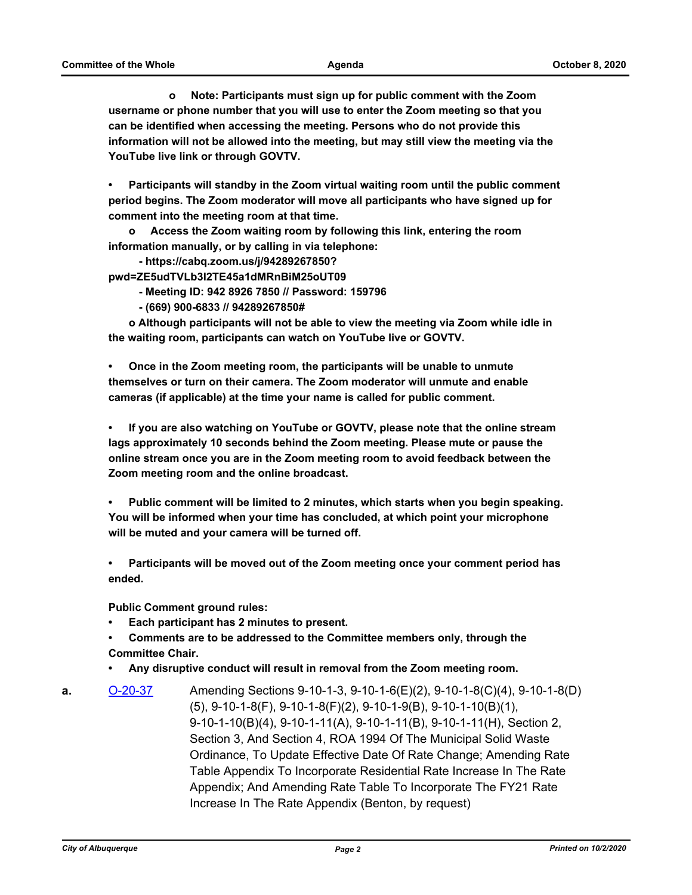**o Note: Participants must sign up for public comment with the Zoom username or phone number that you will use to enter the Zoom meeting so that you can be identified when accessing the meeting. Persons who do not provide this information will not be allowed into the meeting, but may still view the meeting via the YouTube live link or through GOVTV.**

**• Participants will standby in the Zoom virtual waiting room until the public comment period begins. The Zoom moderator will move all participants who have signed up for comment into the meeting room at that time.**

**o Access the Zoom waiting room by following this link, entering the room information manually, or by calling in via telephone:**

**- https://cabq.zoom.us/j/94289267850?pwd=ZE5udTVLb3l2TE45a1dMRnBiM25oUT09**

**- Meeting ID: 942 8926 7850 // Password: 159796**

**- (669) 900-6833 // 94289267850#**

**o Although participants will not be able to view the meeting via Zoom while idle in the waiting room, participants can watch on YouTube live or GOVTV.**

**• Once in the Zoom meeting room, the participants will be unable to unmute themselves or turn on their camera. The Zoom moderator will unmute and enable cameras (if applicable) at the time your name is called for public comment.**

**• If you are also watching on YouTube or GOVTV, please note that the online stream lags approximately 10 seconds behind the Zoom meeting. Please mute or pause the online stream once you are in the Zoom meeting room to avoid feedback between the Zoom meeting room and the online broadcast.**

**• Public comment will be limited to 2 minutes, which starts when you begin speaking. You will be informed when your time has concluded, at which point your microphone will be muted and your camera will be turned off.**

**• Participants will be moved out of the Zoom meeting once your comment period has ended.**

**Public Comment ground rules:**

- **Each participant has 2 minutes to present.**
- **Comments are to be addressed to the Committee members only, through the Committee Chair.**
- **Any disruptive conduct will result in removal from the Zoom meeting room.**

**a.** O-20-37 Amending Sections 9-10-1-3, 9-10-1-6(E)(2), 9-10-1-8(C)(4), 9-10-1-8(D)(5), 9-10-1-8(F), 9-10-1-8(F)(2), 9-10-1-9(B), 9-10-1-10(B)(1), 9-10-1-10(B)(4), 9-10-1-11(A), 9-10-1-11(B), 9-10-1-11(H), Section 2, Section 3, And Section 4, ROA 1994 Of The Municipal Solid Waste Ordinance, To Update Effective Date Of Rate Change; Amending Rate Table Appendix To Incorporate Residential Rate Increase In The Rate Appendix; And Amending Rate Table To Incorporate The FY21 Rate Increase In The Rate Appendix (Benton, by request)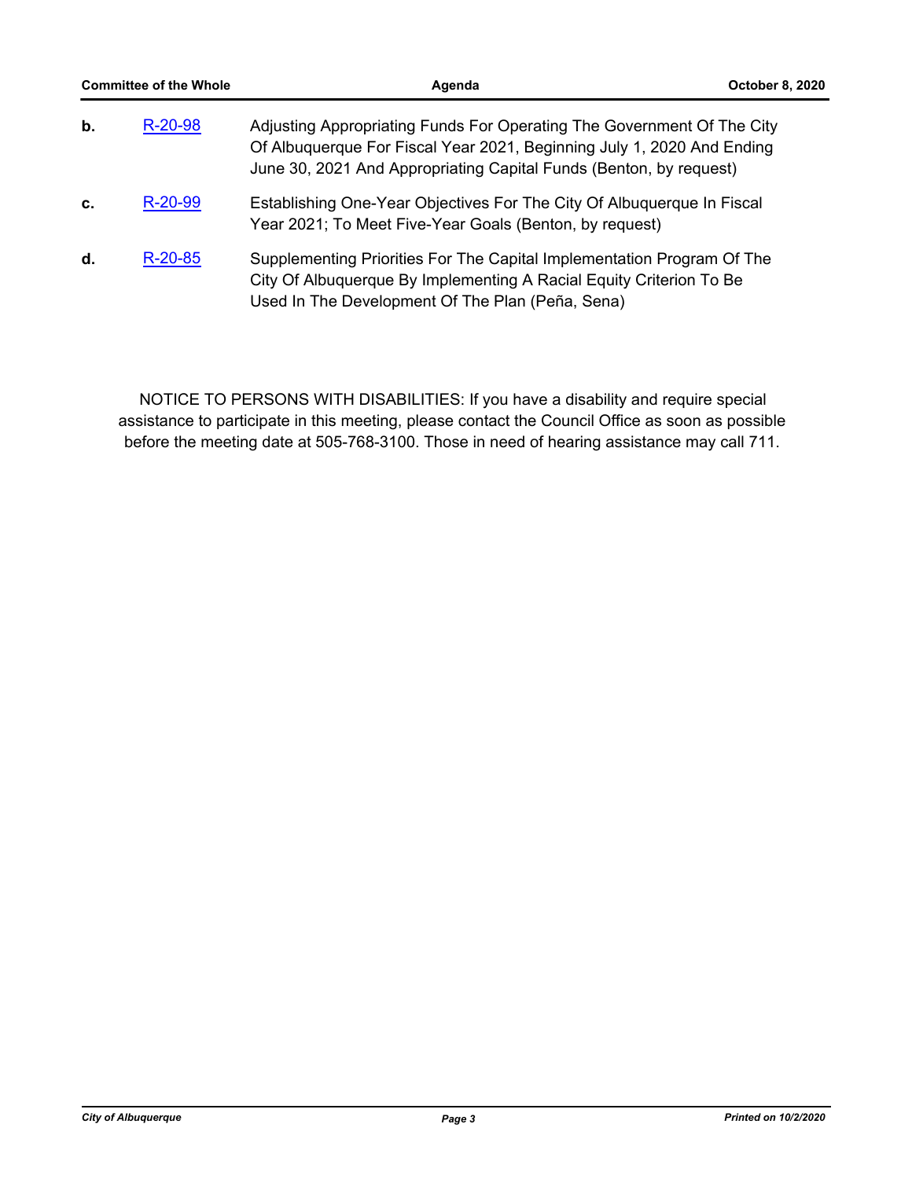b. R-20-98 Adjusting Appropriating Funds For Operating The Government Of The City Of Albuquerque For Fiscal Year 2021, Beginning July 1, 2020 And Ending June 30, 2021 And Appropriating Capital Funds (Benton, by request)

c. R-20-99 Establishing One-Year Objectives For The City Of Albuquerque In Fiscal Year 2021; To Meet Five-Year Goals (Benton, by request)

d. R-20-85 Supplementing Priorities For The Capital Implementation Program Of The City Of Albuquerque By Implementing A Racial Equity Criterion To Be Used In The Development Of The Plan (Peña, Sena)

NOTICE TO PERSONS WITH DISABILITIES: If you have a disability and require special assistance to participate in this meeting, please contact the Council Office as soon as possible before the meeting date at 505-768-3100. Those in need of hearing assistance may call 711.